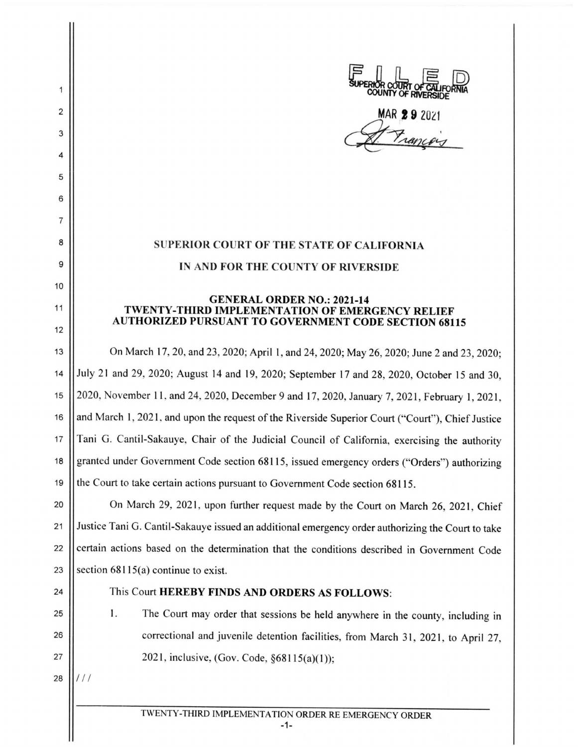FILED
SUPERIOR COURT OF CALIFORNIA
COUNTY OF RIVERSIDE

MAR 29 2021

# SUPERIOR COURT OF THE STATE OF CALIFORNIA

# IN AND FOR THE COUNTY OF RIVERSIDE

## GENERAL ORDER NO.: 2021-14
## TWENTY-THIRD IMPLEMENTATION OF EMERGENCY RELIEF AUTHORIZED PURSUANT TO GOVERNMENT CODE SECTION 68115

On March 17, 20, and 23, 2020; April 1, and 24, 2020; May 26, 2020; June 2 and 23, 2020; July 21 and 29, 2020; August 14 and 19, 2020; September 17 and 28, 2020, October 15 and 30, 2020, November 11, and 24, 2020, December 9 and 17, 2020, January 7, 2021, February 1, 2021, and March 1, 2021, and upon the request of the Riverside Superior Court ("Court"), Chief Justice Tani G. Cantil-Sakauye, Chair of the Judicial Council of California, exercising the authority granted under Government Code section 68115, issued emergency orders ("Orders") authorizing the Court to take certain actions pursuant to Government Code section 68115.

On March 29, 2021, upon further request made by the Court on March 26, 2021, Chief Justice Tani G. Cantil-Sakauye issued an additional emergency order authorizing the Court to take certain actions based on the determination that the conditions described in Government Code section 68115(a) continue to exist.

This Court **HEREBY FINDS AND ORDERS AS FOLLOWS**:

1. The Court may order that sessions be held anywhere in the county, including in correctional and juvenile detention facilities, from March 31, 2021, to April 27, 2021, inclusive, (Gov. Code, §68115(a)(1));

///

TWENTY-THIRD IMPLEMENTATION ORDER RE EMERGENCY ORDER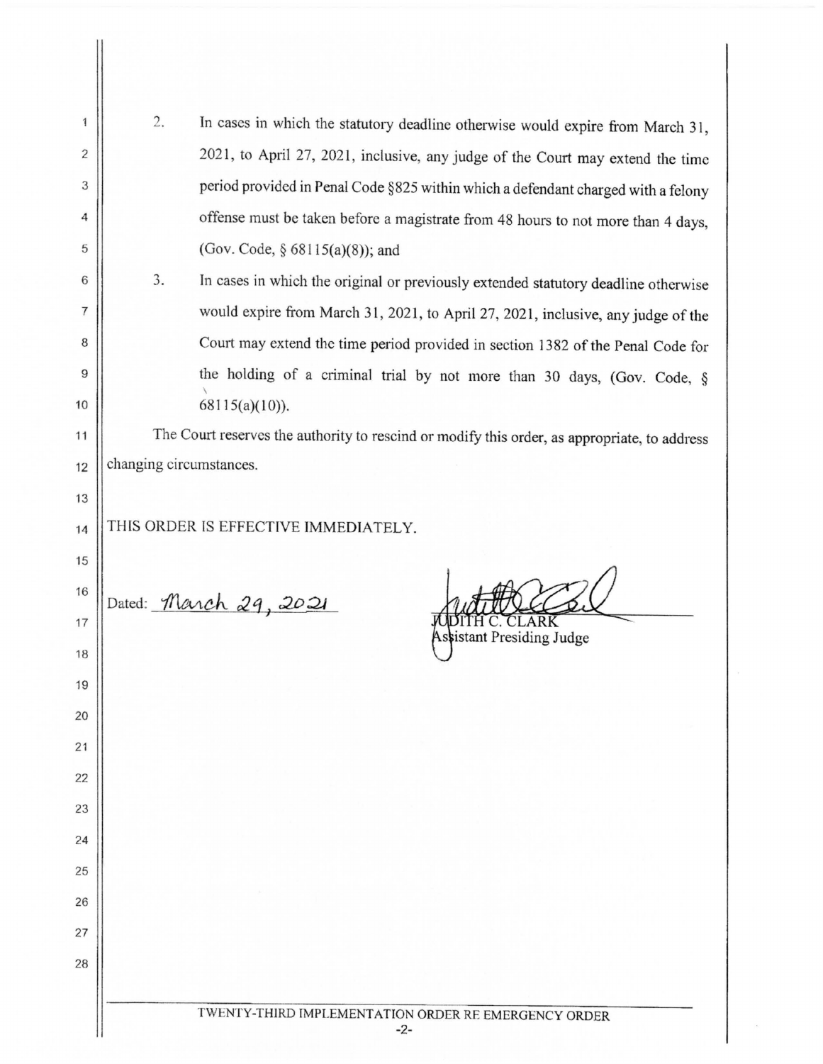2. In cases in which the statutory deadline otherwise would expire from March 31, 2021, to April 27, 2021, inclusive, any judge of the Court may extend the time period provided in Penal Code §825 within which a defendant charged with a felony offense must be taken before a magistrate from 48 hours to not more than 4 days, (Gov. Code, § 68115(a)(8)); and

3. In cases in which the original or previously extended statutory deadline otherwise would expire from March 31, 2021, to April 27, 2021, inclusive, any judge of the Court may extend the time period provided in section 1382 of the Penal Code for the holding of a criminal trial by not more than 30 days, (Gov. Code, § 68115(a)(10)).

The Court reserves the authority to rescind or modify this order, as appropriate, to address changing circumstances.

THIS ORDER IS EFFECTIVE IMMEDIATELY.

Dated: March 29, 2021

JUDITH C. CLARK
Assistant Presiding Judge

TWENTY-THIRD IMPLEMENTATION ORDER RE EMERGENCY ORDER